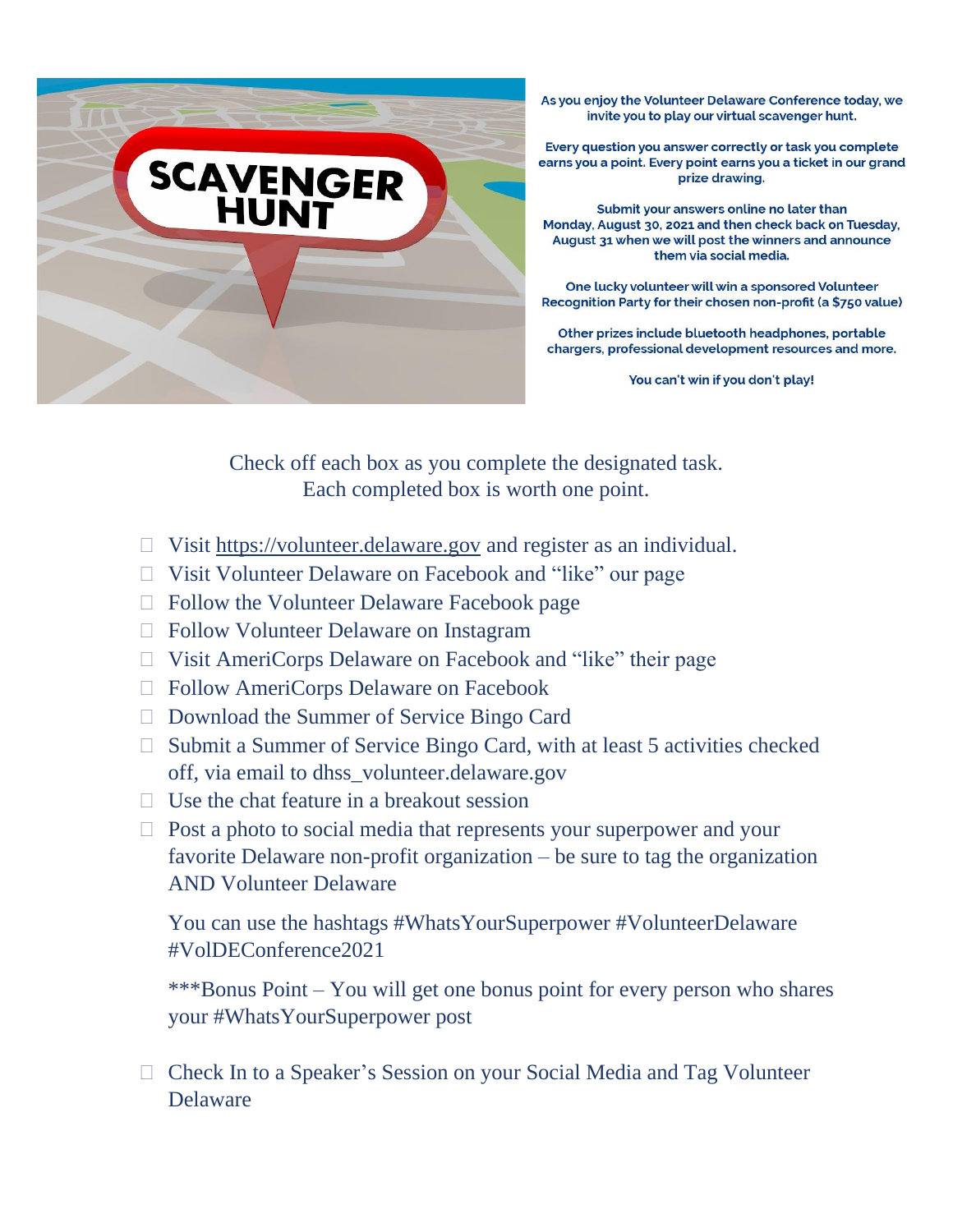# SCAVENGER HUNT

As you enjoy the Volunteer Delaware Conference today, we invite you to play our virtual scavenger hunt.

Every question you answer correctly or task you complete earns you a point. Every point earns you a ticket in our grand prize drawing.

Submit your answers online no later than Monday, August 30, 2021 and then check back on Tuesday, August 31 when we will post the winners and announce them via social media.

One lucky volunteer will win a sponsored Volunteer Recognition Party for their chosen non-profit (a $750 value)

Other prizes include bluetooth headphones, portable chargers, professional development resources and more.

You can't win if you don't play!

Check off each box as you complete the designated task.
Each completed box is worth one point.

- ☐ Visit https://volunteer.delaware.gov and register as an individual.
- ☐ Visit Volunteer Delaware on Facebook and "like" our page
- ☐ Follow the Volunteer Delaware Facebook page
- ☐ Follow Volunteer Delaware on Instagram
- ☐ Visit AmeriCorps Delaware on Facebook and "like" their page
- ☐ Follow AmeriCorps Delaware on Facebook
- ☐ Download the Summer of Service Bingo Card
- ☐ Submit a Summer of Service Bingo Card, with at least 5 activities checked off, via email to dhss_volunteer.delaware.gov
- ☐ Use the chat feature in a breakout session
- ☐ Post a photo to social media that represents your superpower and your favorite Delaware non-profit organization – be sure to tag the organization AND Volunteer Delaware

  You can use the hashtags #WhatsYourSuperpower #VolunteerDelaware #VolDEConference2021

  ***Bonus Point – You will get one bonus point for every person who shares your #WhatsYourSuperpower post

- ☐ Check In to a Speaker's Session on your Social Media and Tag Volunteer Delaware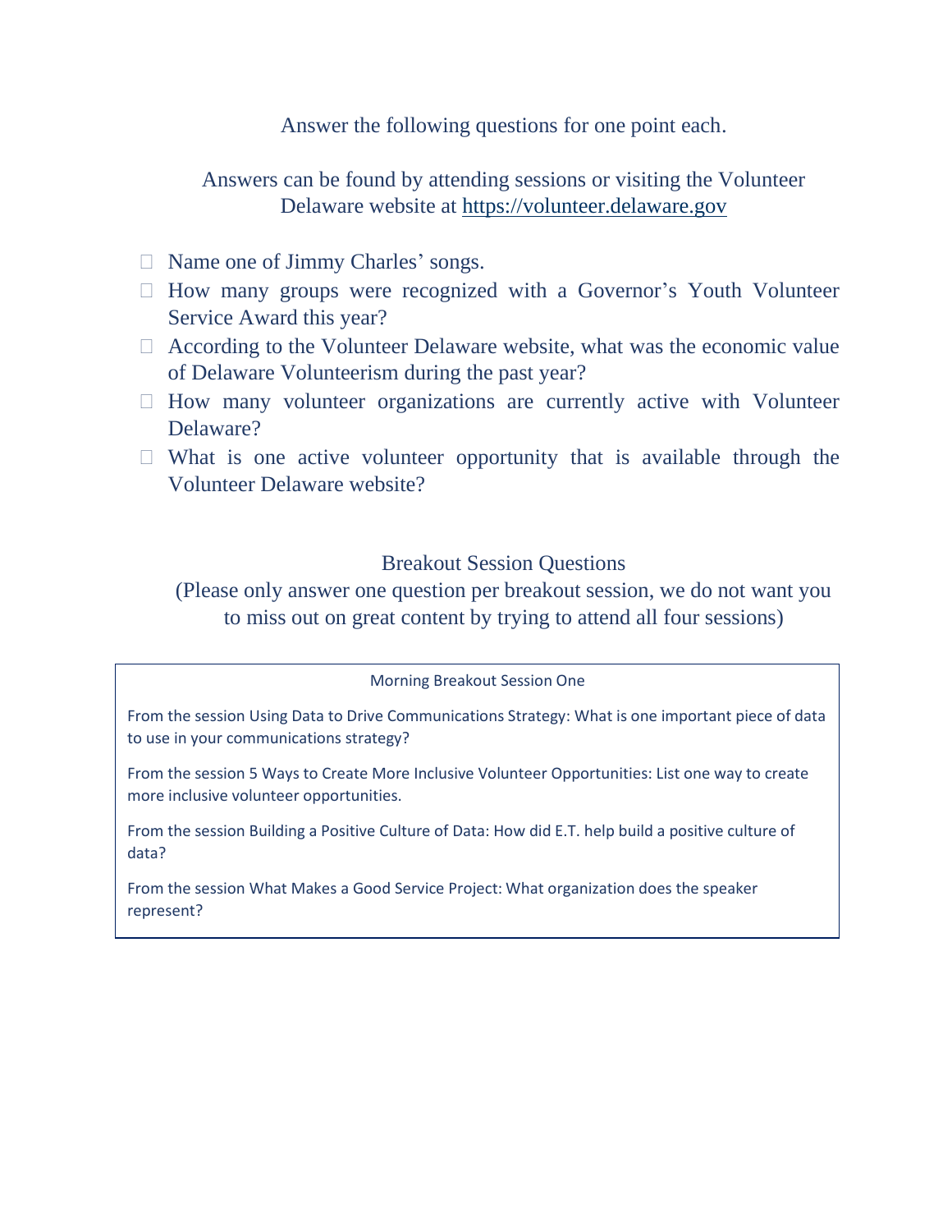Answer the following questions for one point each.

Answers can be found by attending sessions or visiting the Volunteer Delaware website at https://volunteer.delaware.gov

- Name one of Jimmy Charles' songs.
- How many groups were recognized with a Governor's Youth Volunteer Service Award this year?
- According to the Volunteer Delaware website, what was the economic value of Delaware Volunteerism during the past year?
- How many volunteer organizations are currently active with Volunteer Delaware?
- What is one active volunteer opportunity that is available through the Volunteer Delaware website?

## Breakout Session Questions

(Please only answer one question per breakout session, we do not want you to miss out on great content by trying to attend all four sessions)

### Morning Breakout Session One

From the session Using Data to Drive Communications Strategy: What is one important piece of data to use in your communications strategy?

From the session 5 Ways to Create More Inclusive Volunteer Opportunities: List one way to create more inclusive volunteer opportunities.

From the session Building a Positive Culture of Data: How did E.T. help build a positive culture of data?

From the session What Makes a Good Service Project: What organization does the speaker represent?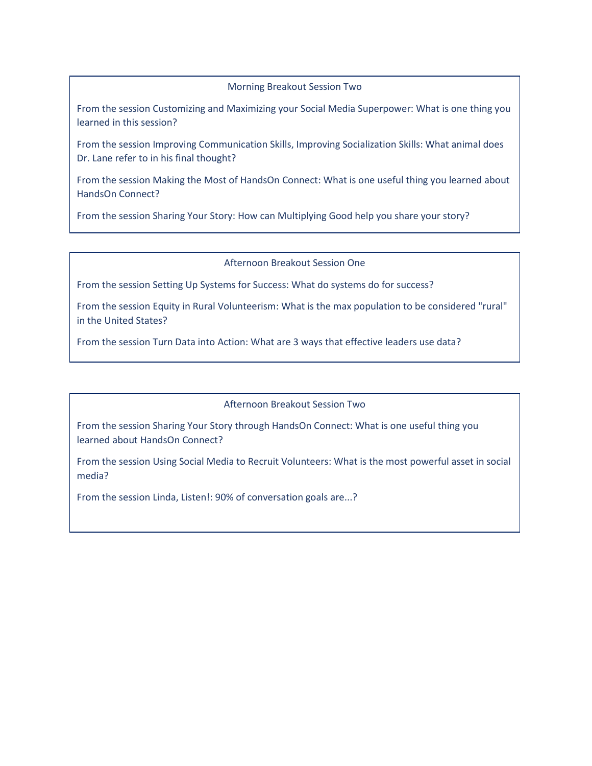## Morning Breakout Session Two

From the session Customizing and Maximizing your Social Media Superpower: What is one thing you learned in this session?

From the session Improving Communication Skills, Improving Socialization Skills: What animal does Dr. Lane refer to in his final thought?

From the session Making the Most of HandsOn Connect: What is one useful thing you learned about HandsOn Connect?

From the session Sharing Your Story: How can Multiplying Good help you share your story?

## Afternoon Breakout Session One

From the session Setting Up Systems for Success: What do systems do for success?

From the session Equity in Rural Volunteerism: What is the max population to be considered "rural" in the United States?

From the session Turn Data into Action: What are 3 ways that effective leaders use data?

## Afternoon Breakout Session Two

From the session Sharing Your Story through HandsOn Connect: What is one useful thing you learned about HandsOn Connect?

From the session Using Social Media to Recruit Volunteers: What is the most powerful asset in social media?

From the session Linda, Listen!: 90% of conversation goals are...?